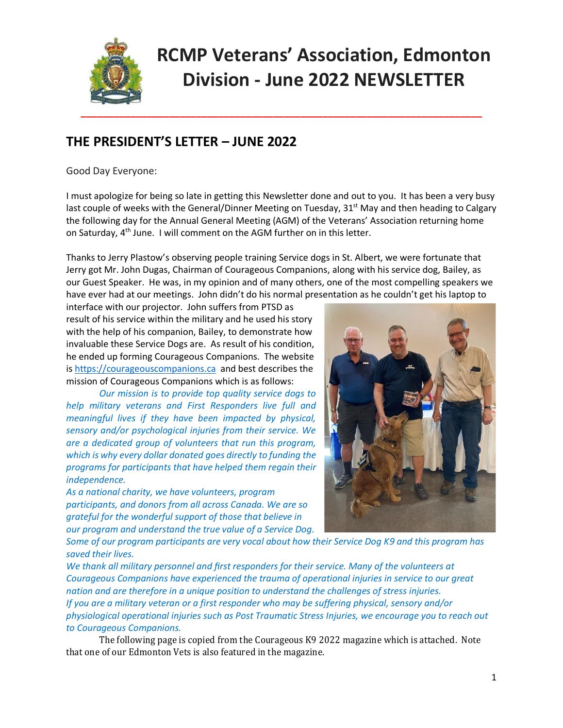# RCMP Veterans' Association, Edmonton Division - June 2022 NEWSLETTER

## THE PRESIDENT'S LETTER – JUNE 2022

Good Day Everyone:

I must apologize for being so late in getting this Newsletter done and out to you. It has been a very busy last couple of weeks with the General/Dinner Meeting on Tuesday, 31st May and then heading to Calgary the following day for the Annual General Meeting (AGM) of the Veterans' Association returning home on Saturday, 4th June. I will comment on the AGM further on in this letter.

Thanks to Jerry Plastow's observing people training Service dogs in St. Albert, we were fortunate that Jerry got Mr. John Dugas, Chairman of Courageous Companions, along with his service dog, Bailey, as our Guest Speaker. He was, in my opinion and of many others, one of the most compelling speakers we have ever had at our meetings. John didn't do his normal presentation as he couldn't get his laptop to interface with our projector. John suffers from PTSD as result of his service within the military and he used his story with the help of his companion, Bailey, to demonstrate how invaluable these Service Dogs are. As result of his condition, he ended up forming Courageous Companions. The website is https://courageouscompanions.ca and best describes the mission of Courageous Companions which is as follows:

*Our mission is to provide top quality service dogs to help military veterans and First Responders live full and meaningful lives if they have been impacted by physical, sensory and/or psychological injuries from their service. We are a dedicated group of volunteers that run this program, which is why every dollar donated goes directly to funding the programs for participants that have helped them regain their independence.*

*As a national charity, we have volunteers, program participants, and donors from all across Canada. We are so grateful for the wonderful support of those that believe in our program and understand the true value of a Service Dog. Some of our program participants are very vocal about how their Service Dog K9 and this program has saved their lives.*

*We thank all military personnel and first responders for their service. Many of the volunteers at Courageous Companions have experienced the trauma of operational injuries in service to our great nation and are therefore in a unique position to understand the challenges of stress injuries.*

*If you are a military veteran or a first responder who may be suffering physical, sensory and/or physiological operational injuries such as Post Traumatic Stress Injuries, we encourage you to reach out to Courageous Companions.*

The following page is copied from the Courageous K9 2022 magazine which is attached. Note that one of our Edmonton Vets is also featured in the magazine.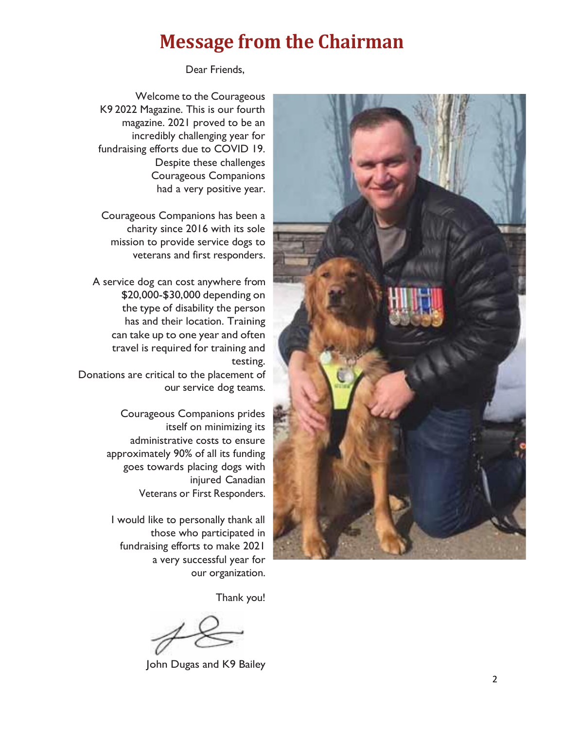# Message from the Chairman

Dear Friends,

Welcome to the Courageous K9 2022 Magazine. This is our fourth magazine. 2021 proved to be an incredibly challenging year for fundraising efforts due to COVID 19. Despite these challenges Courageous Companions had a very positive year.

Courageous Companions has been a charity since 2016 with its sole mission to provide service dogs to veterans and first responders.

A service dog can cost anywhere from $20,000-$30,000 depending on the type of disability the person has and their location. Training can take up to one year and often travel is required for training and testing.
Donations are critical to the placement of our service dog teams.

Courageous Companions prides itself on minimizing its administrative costs to ensure approximately 90% of all its funding goes towards placing dogs with injured Canadian Veterans or First Responders.

I would like to personally thank all those who participated in fundraising efforts to make 2021 a very successful year for our organization.

Thank you!

John Dugas and K9 Bailey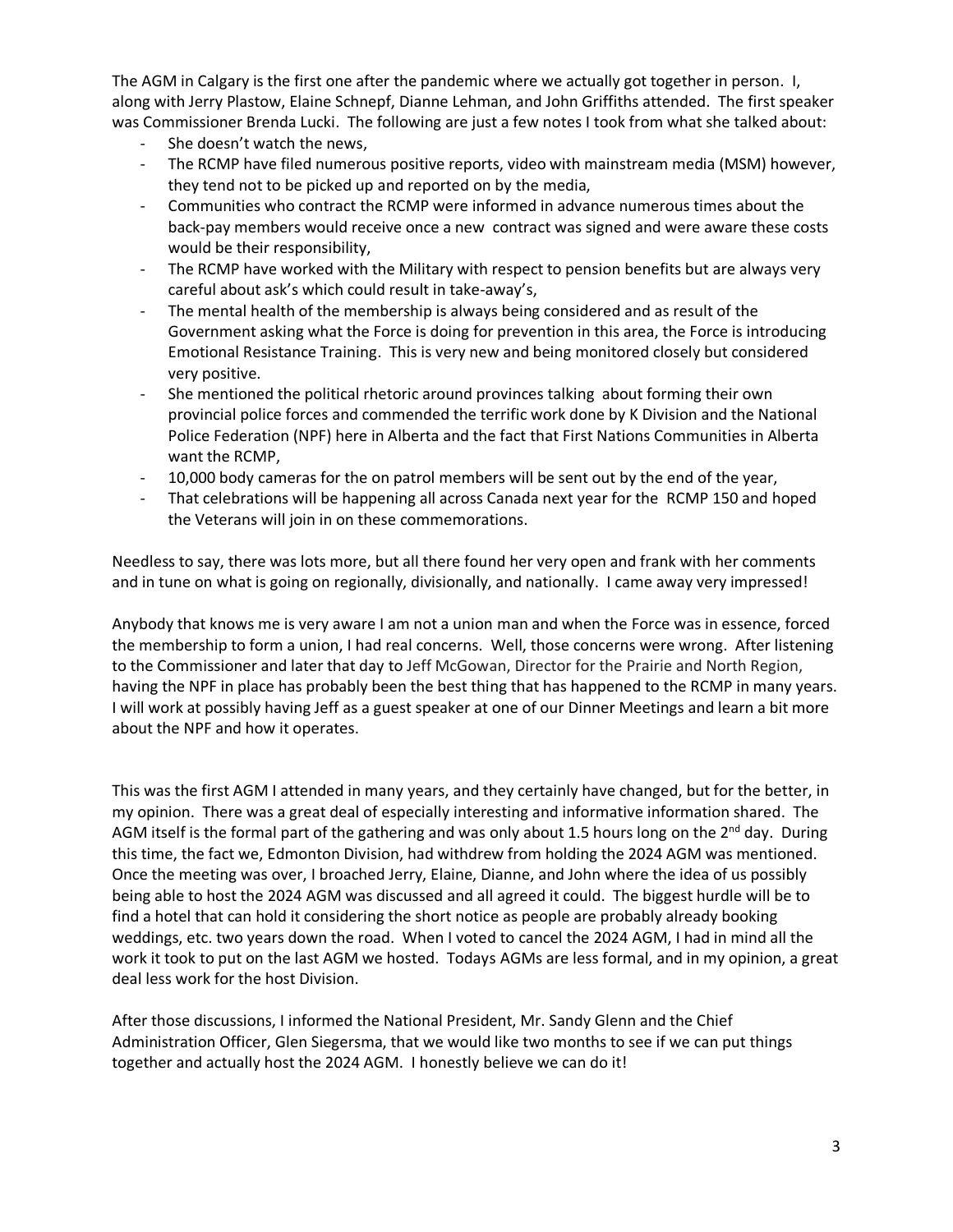The AGM in Calgary is the first one after the pandemic where we actually got together in person. I, along with Jerry Plastow, Elaine Schnepf, Dianne Lehman, and John Griffiths attended. The first speaker was Commissioner Brenda Lucki. The following are just a few notes I took from what she talked about:

- She doesn't watch the news,
- The RCMP have filed numerous positive reports, video with mainstream media (MSM) however, they tend not to be picked up and reported on by the media,
- Communities who contract the RCMP were informed in advance numerous times about the back-pay members would receive once a new contract was signed and were aware these costs would be their responsibility,
- The RCMP have worked with the Military with respect to pension benefits but are always very careful about ask's which could result in take-away's,
- The mental health of the membership is always being considered and as result of the Government asking what the Force is doing for prevention in this area, the Force is introducing Emotional Resistance Training. This is very new and being monitored closely but considered very positive.
- She mentioned the political rhetoric around provinces talking about forming their own provincial police forces and commended the terrific work done by K Division and the National Police Federation (NPF) here in Alberta and the fact that First Nations Communities in Alberta want the RCMP,
- 10,000 body cameras for the on patrol members will be sent out by the end of the year,
- That celebrations will be happening all across Canada next year for the RCMP 150 and hoped the Veterans will join in on these commemorations.

Needless to say, there was lots more, but all there found her very open and frank with her comments and in tune on what is going on regionally, divisionally, and nationally. I came away very impressed!

Anybody that knows me is very aware I am not a union man and when the Force was in essence, forced the membership to form a union, I had real concerns. Well, those concerns were wrong. After listening to the Commissioner and later that day to Jeff McGowan, Director for the Prairie and North Region, having the NPF in place has probably been the best thing that has happened to the RCMP in many years. I will work at possibly having Jeff as a guest speaker at one of our Dinner Meetings and learn a bit more about the NPF and how it operates.

This was the first AGM I attended in many years, and they certainly have changed, but for the better, in my opinion. There was a great deal of especially interesting and informative information shared. The AGM itself is the formal part of the gathering and was only about 1.5 hours long on the 2nd day. During this time, the fact we, Edmonton Division, had withdrew from holding the 2024 AGM was mentioned. Once the meeting was over, I broached Jerry, Elaine, Dianne, and John where the idea of us possibly being able to host the 2024 AGM was discussed and all agreed it could. The biggest hurdle will be to find a hotel that can hold it considering the short notice as people are probably already booking weddings, etc. two years down the road. When I voted to cancel the 2024 AGM, I had in mind all the work it took to put on the last AGM we hosted. Todays AGMs are less formal, and in my opinion, a great deal less work for the host Division.

After those discussions, I informed the National President, Mr. Sandy Glenn and the Chief Administration Officer, Glen Siegersma, that we would like two months to see if we can put things together and actually host the 2024 AGM. I honestly believe we can do it!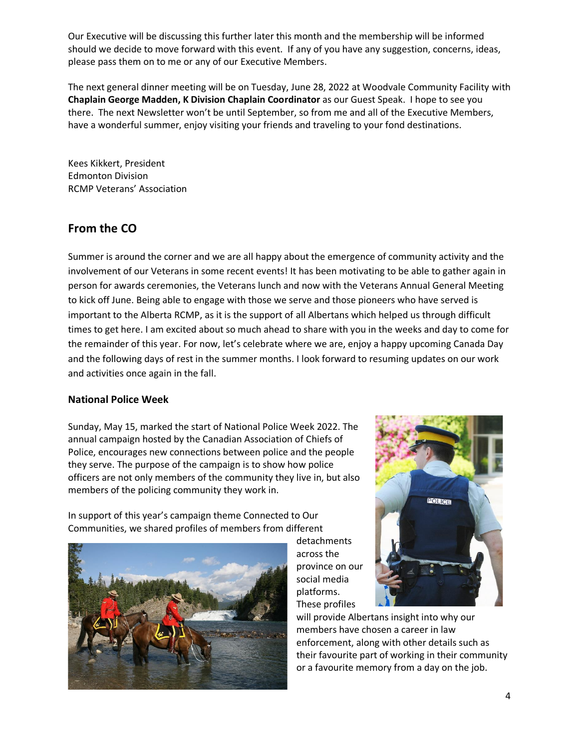Our Executive will be discussing this further later this month and the membership will be informed should we decide to move forward with this event. If any of you have any suggestion, concerns, ideas, please pass them on to me or any of our Executive Members.

The next general dinner meeting will be on Tuesday, June 28, 2022 at Woodvale Community Facility with **Chaplain George Madden, K Division Chaplain Coordinator** as our Guest Speak. I hope to see you there. The next Newsletter won't be until September, so from me and all of the Executive Members, have a wonderful summer, enjoy visiting your friends and traveling to your fond destinations.

Kees Kikkert, President
Edmonton Division
RCMP Veterans' Association

## From the CO

Summer is around the corner and we are all happy about the emergence of community activity and the involvement of our Veterans in some recent events! It has been motivating to be able to gather again in person for awards ceremonies, the Veterans lunch and now with the Veterans Annual General Meeting to kick off June. Being able to engage with those we serve and those pioneers who have served is important to the Alberta RCMP, as it is the support of all Albertans which helped us through difficult times to get here. I am excited about so much ahead to share with you in the weeks and day to come for the remainder of this year. For now, let's celebrate where we are, enjoy a happy upcoming Canada Day and the following days of rest in the summer months. I look forward to resuming updates on our work and activities once again in the fall.

### National Police Week

Sunday, May 15, marked the start of National Police Week 2022. The annual campaign hosted by the Canadian Association of Chiefs of Police, encourages new connections between police and the people they serve. The purpose of the campaign is to show how police officers are not only members of the community they live in, but also members of the policing community they work in.

In support of this year's campaign theme Connected to Our Communities, we shared profiles of members from different detachments across the province on our social media platforms. These profiles will provide Albertans insight into why our members have chosen a career in law enforcement, along with other details such as their favourite part of working in their community or a favourite memory from a day on the job.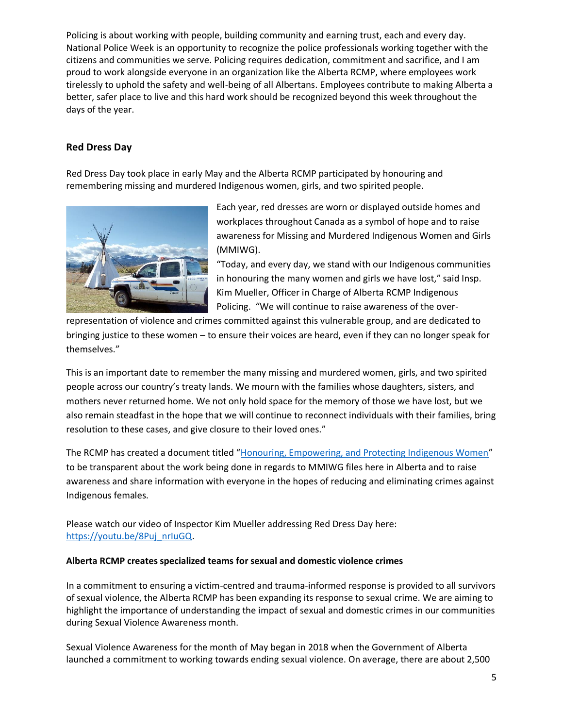Policing is about working with people, building community and earning trust, each and every day. National Police Week is an opportunity to recognize the police professionals working together with the citizens and communities we serve. Policing requires dedication, commitment and sacrifice, and I am proud to work alongside everyone in an organization like the Alberta RCMP, where employees work tirelessly to uphold the safety and well-being of all Albertans. Employees contribute to making Alberta a better, safer place to live and this hard work should be recognized beyond this week throughout the days of the year.

## Red Dress Day

Red Dress Day took place in early May and the Alberta RCMP participated by honouring and remembering missing and murdered Indigenous women, girls, and two spirited people.

Each year, red dresses are worn or displayed outside homes and workplaces throughout Canada as a symbol of hope and to raise awareness for Missing and Murdered Indigenous Women and Girls (MMIWG).

"Today, and every day, we stand with our Indigenous communities in honouring the many women and girls we have lost," said Insp. Kim Mueller, Officer in Charge of Alberta RCMP Indigenous Policing. "We will continue to raise awareness of the over-representation of violence and crimes committed against this vulnerable group, and are dedicated to bringing justice to these women – to ensure their voices are heard, even if they can no longer speak for themselves."

This is an important date to remember the many missing and murdered women, girls, and two spirited people across our country's treaty lands. We mourn with the families whose daughters, sisters, and mothers never returned home. We not only hold space for the memory of those we have lost, but we also remain steadfast in the hope that we will continue to reconnect individuals with their families, bring resolution to these cases, and give closure to their loved ones."

The RCMP has created a document titled "Honouring, Empowering, and Protecting Indigenous Women" to be transparent about the work being done in regards to MMIWG files here in Alberta and to raise awareness and share information with everyone in the hopes of reducing and eliminating crimes against Indigenous females.

Please watch our video of Inspector Kim Mueller addressing Red Dress Day here: https://youtu.be/8Puj_nrIuGQ.

### Alberta RCMP creates specialized teams for sexual and domestic violence crimes

In a commitment to ensuring a victim-centred and trauma-informed response is provided to all survivors of sexual violence, the Alberta RCMP has been expanding its response to sexual crime. We are aiming to highlight the importance of understanding the impact of sexual and domestic crimes in our communities during Sexual Violence Awareness month.

Sexual Violence Awareness for the month of May began in 2018 when the Government of Alberta launched a commitment to working towards ending sexual violence. On average, there are about 2,500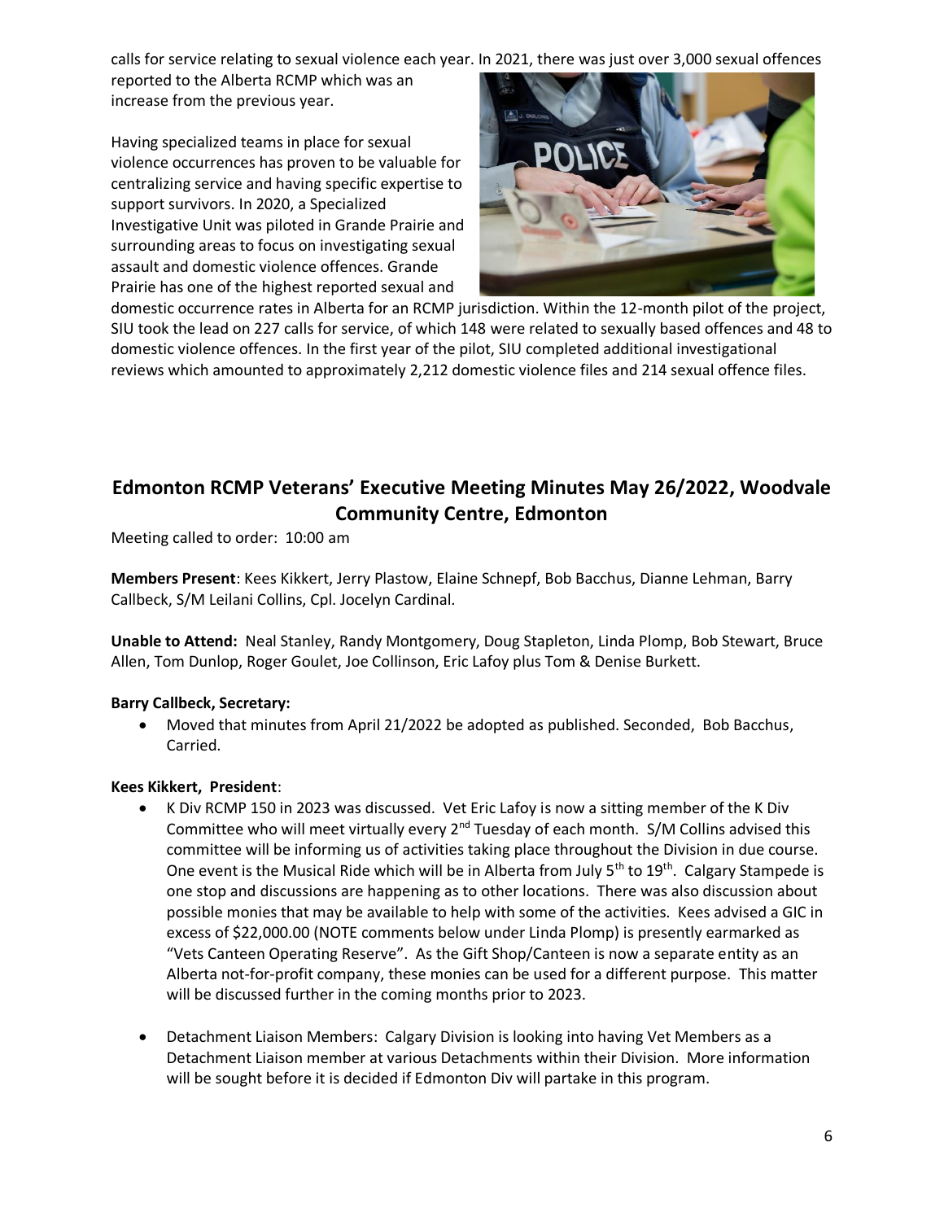calls for service relating to sexual violence each year. In 2021, there was just over 3,000 sexual offences reported to the Alberta RCMP which was an increase from the previous year.

Having specialized teams in place for sexual violence occurrences has proven to be valuable for centralizing service and having specific expertise to support survivors. In 2020, a Specialized Investigative Unit was piloted in Grande Prairie and surrounding areas to focus on investigating sexual assault and domestic violence offences. Grande Prairie has one of the highest reported sexual and domestic occurrence rates in Alberta for an RCMP jurisdiction. Within the 12-month pilot of the project, SIU took the lead on 227 calls for service, of which 148 were related to sexually based offences and 48 to domestic violence offences. In the first year of the pilot, SIU completed additional investigational reviews which amounted to approximately 2,212 domestic violence files and 214 sexual offence files.

## Edmonton RCMP Veterans' Executive Meeting Minutes May 26/2022, Woodvale Community Centre, Edmonton

Meeting called to order: 10:00 am

**Members Present**: Kees Kikkert, Jerry Plastow, Elaine Schnepf, Bob Bacchus, Dianne Lehman, Barry Callbeck, S/M Leilani Collins, Cpl. Jocelyn Cardinal.

**Unable to Attend:** Neal Stanley, Randy Montgomery, Doug Stapleton, Linda Plomp, Bob Stewart, Bruce Allen, Tom Dunlop, Roger Goulet, Joe Collinson, Eric Lafoy plus Tom & Denise Burkett.

**Barry Callbeck, Secretary:**

- Moved that minutes from April 21/2022 be adopted as published. Seconded, Bob Bacchus, Carried.

**Kees Kikkert, President**:

- K Div RCMP 150 in 2023 was discussed. Vet Eric Lafoy is now a sitting member of the K Div Committee who will meet virtually every 2nd Tuesday of each month. S/M Collins advised this committee will be informing us of activities taking place throughout the Division in due course. One event is the Musical Ride which will be in Alberta from July 5th to 19th. Calgary Stampede is one stop and discussions are happening as to other locations. There was also discussion about possible monies that may be available to help with some of the activities. Kees advised a GIC in excess of $22,000.00 (NOTE comments below under Linda Plomp) is presently earmarked as "Vets Canteen Operating Reserve". As the Gift Shop/Canteen is now a separate entity as an Alberta not-for-profit company, these monies can be used for a different purpose. This matter will be discussed further in the coming months prior to 2023.

- Detachment Liaison Members: Calgary Division is looking into having Vet Members as a Detachment Liaison member at various Detachments within their Division. More information will be sought before it is decided if Edmonton Div will partake in this program.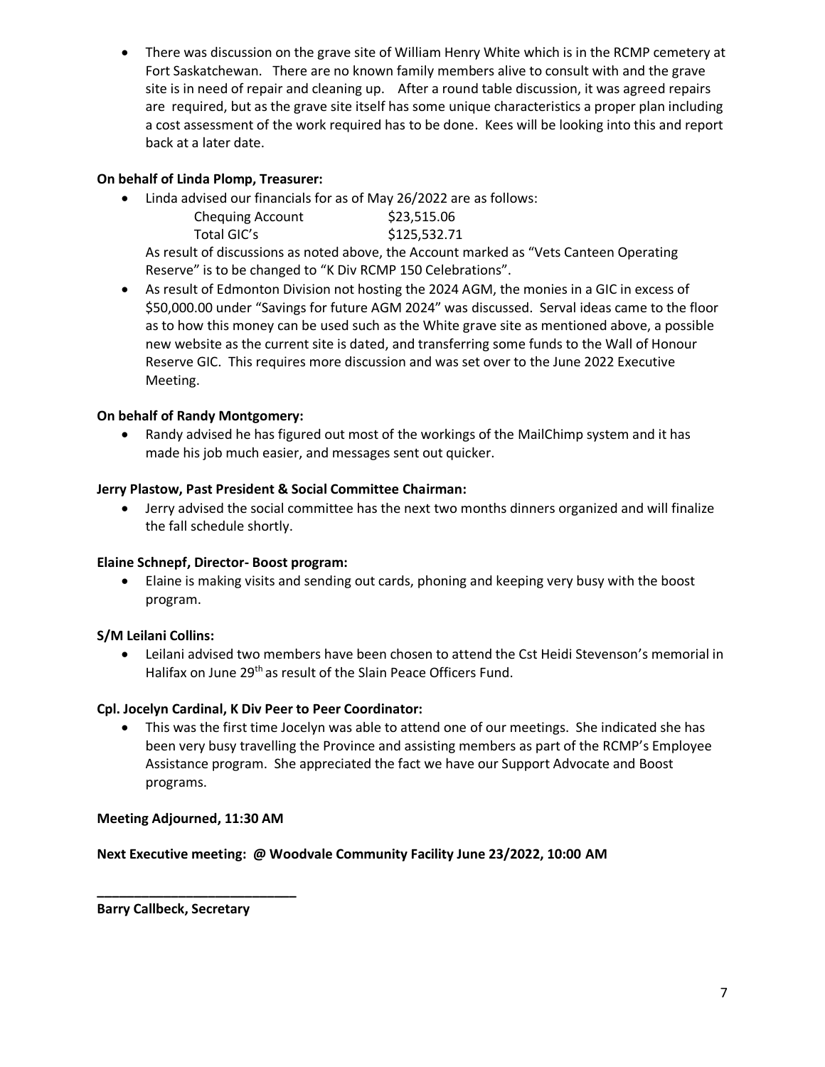- There was discussion on the grave site of William Henry White which is in the RCMP cemetery at Fort Saskatchewan. There are no known family members alive to consult with and the grave site is in need of repair and cleaning up. After a round table discussion, it was agreed repairs are required, but as the grave site itself has some unique characteristics a proper plan including a cost assessment of the work required has to be done. Kees will be looking into this and report back at a later date.

**On behalf of Linda Plomp, Treasurer:**

- Linda advised our financials for as of May 26/2022 are as follows:

  Chequing Account $23,515.06
  Total GIC's $125,532.71

  As result of discussions as noted above, the Account marked as "Vets Canteen Operating Reserve" is to be changed to "K Div RCMP 150 Celebrations".
- As result of Edmonton Division not hosting the 2024 AGM, the monies in a GIC in excess of $50,000.00 under "Savings for future AGM 2024" was discussed. Serval ideas came to the floor as to how this money can be used such as the White grave site as mentioned above, a possible new website as the current site is dated, and transferring some funds to the Wall of Honour Reserve GIC. This requires more discussion and was set over to the June 2022 Executive Meeting.

**On behalf of Randy Montgomery:**

- Randy advised he has figured out most of the workings of the MailChimp system and it has made his job much easier, and messages sent out quicker.

**Jerry Plastow, Past President & Social Committee Chairman:**

- Jerry advised the social committee has the next two months dinners organized and will finalize the fall schedule shortly.

**Elaine Schnepf, Director- Boost program:**

- Elaine is making visits and sending out cards, phoning and keeping very busy with the boost program.

**S/M Leilani Collins:**

- Leilani advised two members have been chosen to attend the Cst Heidi Stevenson's memorial in Halifax on June 29th as result of the Slain Peace Officers Fund.

**Cpl. Jocelyn Cardinal, K Div Peer to Peer Coordinator:**

- This was the first time Jocelyn was able to attend one of our meetings. She indicated she has been very busy travelling the Province and assisting members as part of the RCMP's Employee Assistance program. She appreciated the fact we have our Support Advocate and Boost programs.

**Meeting Adjourned, 11:30 AM**

**Next Executive meeting: @ Woodvale Community Facility June 23/2022, 10:00 AM**

___________________________

**Barry Callbeck, Secretary**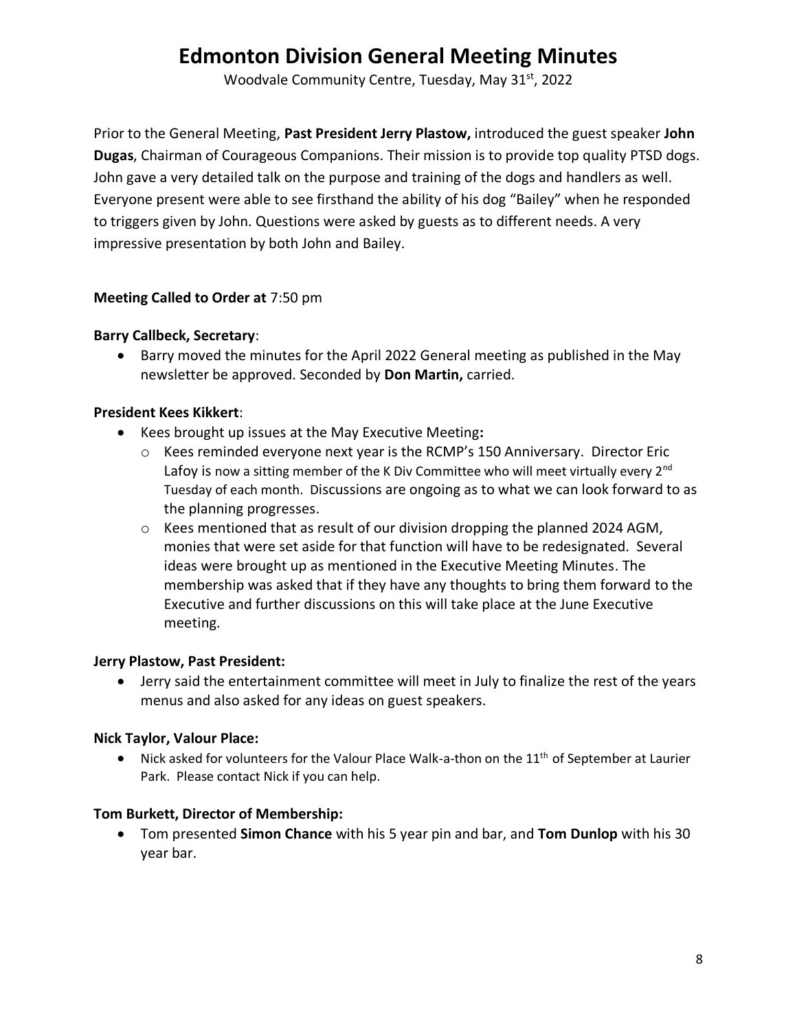# Edmonton Division General Meeting Minutes

Woodvale Community Centre, Tuesday, May 31st, 2022

Prior to the General Meeting, **Past President Jerry Plastow,** introduced the guest speaker **John Dugas**, Chairman of Courageous Companions. Their mission is to provide top quality PTSD dogs. John gave a very detailed talk on the purpose and training of the dogs and handlers as well. Everyone present were able to see firsthand the ability of his dog "Bailey" when he responded to triggers given by John. Questions were asked by guests as to different needs. A very impressive presentation by both John and Bailey.

**Meeting Called to Order at** 7:50 pm

**Barry Callbeck, Secretary**:

- Barry moved the minutes for the April 2022 General meeting as published in the May newsletter be approved. Seconded by **Don Martin,** carried.

**President Kees Kikkert**:

- Kees brought up issues at the May Executive Meeting**:**
  - Kees reminded everyone next year is the RCMP's 150 Anniversary. Director Eric Lafoy is now a sitting member of the K Div Committee who will meet virtually every 2nd Tuesday of each month. Discussions are ongoing as to what we can look forward to as the planning progresses.
  - Kees mentioned that as result of our division dropping the planned 2024 AGM, monies that were set aside for that function will have to be redesignated. Several ideas were brought up as mentioned in the Executive Meeting Minutes. The membership was asked that if they have any thoughts to bring them forward to the Executive and further discussions on this will take place at the June Executive meeting.

**Jerry Plastow, Past President:**

- Jerry said the entertainment committee will meet in July to finalize the rest of the years menus and also asked for any ideas on guest speakers.

**Nick Taylor, Valour Place:**

- Nick asked for volunteers for the Valour Place Walk-a-thon on the 11th of September at Laurier Park. Please contact Nick if you can help.

**Tom Burkett, Director of Membership:**

- Tom presented **Simon Chance** with his 5 year pin and bar, and **Tom Dunlop** with his 30 year bar.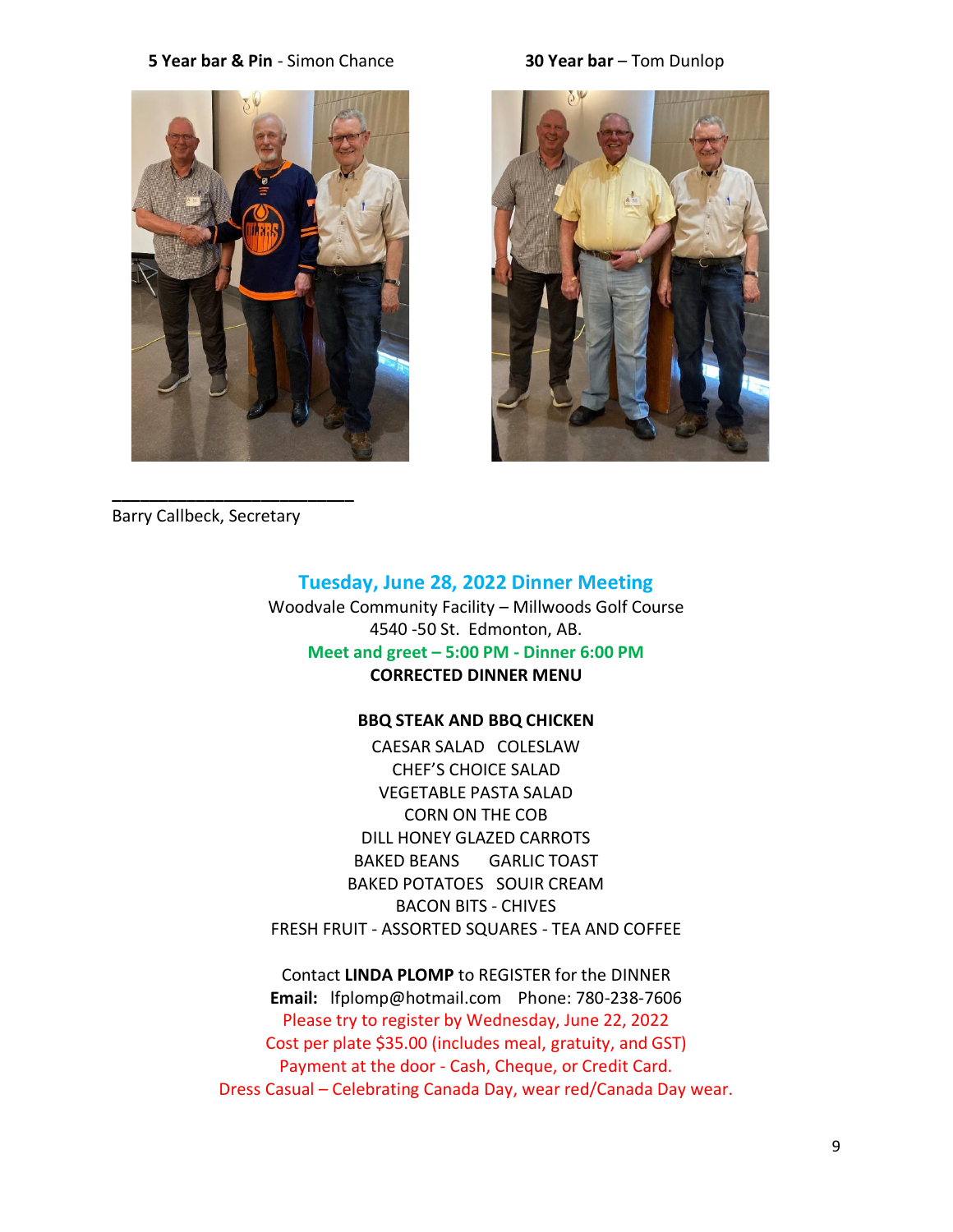**5 Year bar & Pin** - Simon Chance

**30 Year bar** – Tom Dunlop

\_\_\_\_\_\_\_\_\_\_\_\_\_\_\_\_\_\_\_\_\_\_\_\_\_\_

Barry Callbeck, Secretary

## Tuesday, June 28, 2022 Dinner Meeting

Woodvale Community Facility – Millwoods Golf Course
4540 -50 St. Edmonton, AB.

**Meet and greet – 5:00 PM - Dinner 6:00 PM**

**CORRECTED DINNER MENU**

**BBQ STEAK AND BBQ CHICKEN**

CAESAR SALAD COLESLAW
CHEF'S CHOICE SALAD
VEGETABLE PASTA SALAD
CORN ON THE COB
DILL HONEY GLAZED CARROTS
BAKED BEANS GARLIC TOAST
BAKED POTATOES SOUIR CREAM
BACON BITS - CHIVES
FRESH FRUIT - ASSORTED SQUARES - TEA AND COFFEE

Contact **LINDA PLOMP** to REGISTER for the DINNER
**Email:** lfplomp@hotmail.com Phone: 780-238-7606
Please try to register by Wednesday, June 22, 2022
Cost per plate $35.00 (includes meal, gratuity, and GST)
Payment at the door - Cash, Cheque, or Credit Card.
Dress Casual – Celebrating Canada Day, wear red/Canada Day wear.